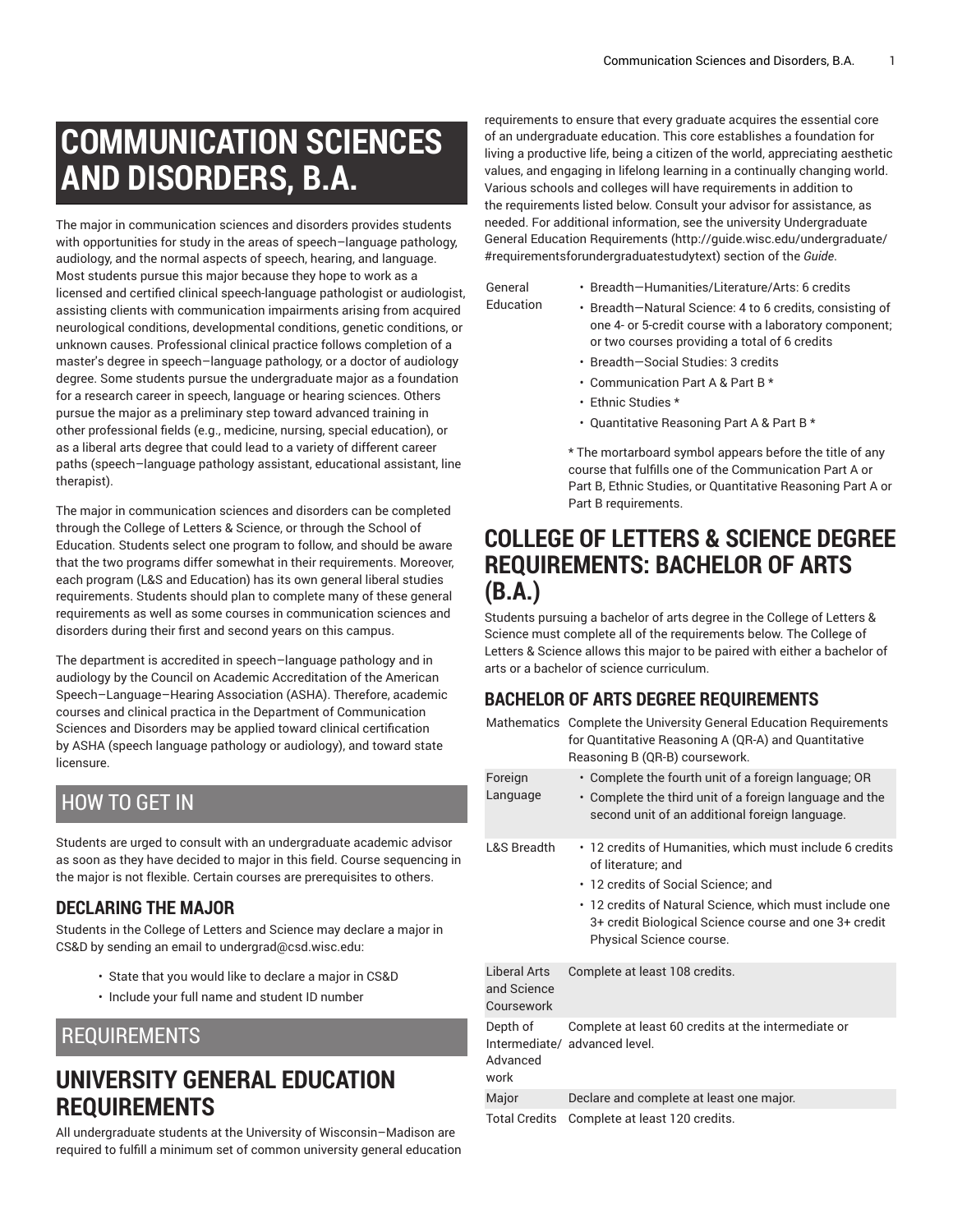# COMMUNICATION SCIENCES AND DISORDERS, B.A.

The major in communication sciences and disorders provides students with opportunities for study in the areas of speech–language pathology, audiology, and the normal aspects of speech, hearing, and language. Most students pursue this major because they hope to work as a licensed and certified clinical speech-language pathologist or audiologist, assisting clients with communication impairments arising from acquired neurological conditions, developmental conditions, genetic conditions, or unknown causes. Professional clinical practice follows completion of a master's degree in speech–language pathology, or a doctor of audiology degree. Some students pursue the undergraduate major as a foundation for a research career in speech, language or hearing sciences. Others pursue the major as a preliminary step toward advanced training in other professional fields (e.g., medicine, nursing, special education), or as a liberal arts degree that could lead to a variety of different career paths (speech–language pathology assistant, educational assistant, line therapist).

The major in communication sciences and disorders can be completed through the College of Letters & Science, or through the School of Education. Students select one program to follow, and should be aware that the two programs differ somewhat in their requirements. Moreover, each program (L&S and Education) has its own general liberal studies requirements. Students should plan to complete many of these general requirements as well as some courses in communication sciences and disorders during their first and second years on this campus.

The department is accredited in speech–language pathology and in audiology by the Council on Academic Accreditation of the American Speech–Language–Hearing Association (ASHA). Therefore, academic courses and clinical practica in the Department of Communication Sciences and Disorders may be applied toward clinical certification by ASHA (speech language pathology or audiology), and toward state licensure.

## HOW TO GET IN

Students are urged to consult with an undergraduate academic advisor as soon as they have decided to major in this field. Course sequencing in the major is not flexible. Certain courses are prerequisites to others.

### DECLARING THE MAJOR

Students in the College of Letters and Science may declare a major in CS&D by sending an email to undergrad@csd.wisc.edu:

- State that you would like to declare a major in CS&D
- Include your full name and student ID number

## REQUIREMENTS

## UNIVERSITY GENERAL EDUCATION REQUIREMENTS

All undergraduate students at the University of Wisconsin–Madison are required to fulfill a minimum set of common university general education requirements to ensure that every graduate acquires the essential core of an undergraduate education. This core establishes a foundation for living a productive life, being a citizen of the world, appreciating aesthetic values, and engaging in lifelong learning in a continually changing world. Various schools and colleges will have requirements in addition to the requirements listed below. Consult your advisor for assistance, as needed. For additional information, see the university Undergraduate General Education Requirements (http://guide.wisc.edu/undergraduate/#requirementsforundergraduatestudytext) section of the *Guide*.

| | |
|---|---|
| General Education | • Breadth—Humanities/Literature/Arts: 6 credits<br>• Breadth—Natural Science: 4 to 6 credits, consisting of one 4- or 5-credit course with a laboratory component; or two courses providing a total of 6 credits<br>• Breadth—Social Studies: 3 credits<br>• Communication Part A & Part B *<br>• Ethnic Studies *<br>• Quantitative Reasoning Part A & Part B *<br><br>* The mortarboard symbol appears before the title of any course that fulfills one of the Communication Part A or Part B, Ethnic Studies, or Quantitative Reasoning Part A or Part B requirements. |

## COLLEGE OF LETTERS & SCIENCE DEGREE REQUIREMENTS: BACHELOR OF ARTS (B.A.)

Students pursuing a bachelor of arts degree in the College of Letters & Science must complete all of the requirements below. The College of Letters & Science allows this major to be paired with either a bachelor of arts or a bachelor of science curriculum.

### BACHELOR OF ARTS DEGREE REQUIREMENTS

| | |
|---|---|
| Mathematics | Complete the University General Education Requirements for Quantitative Reasoning A (QR-A) and Quantitative Reasoning B (QR-B) coursework. |
| Foreign Language | • Complete the fourth unit of a foreign language; OR<br>• Complete the third unit of a foreign language and the second unit of an additional foreign language. |
| L&S Breadth | • 12 credits of Humanities, which must include 6 credits of literature; and<br>• 12 credits of Social Science; and<br>• 12 credits of Natural Science, which must include one 3+ credit Biological Science course and one 3+ credit Physical Science course. |
| Liberal Arts and Science Coursework | Complete at least 108 credits. |
| Depth of Intermediate/ Advanced work | Complete at least 60 credits at the intermediate or advanced level. |
| Major | Declare and complete at least one major. |
| Total Credits | Complete at least 120 credits. |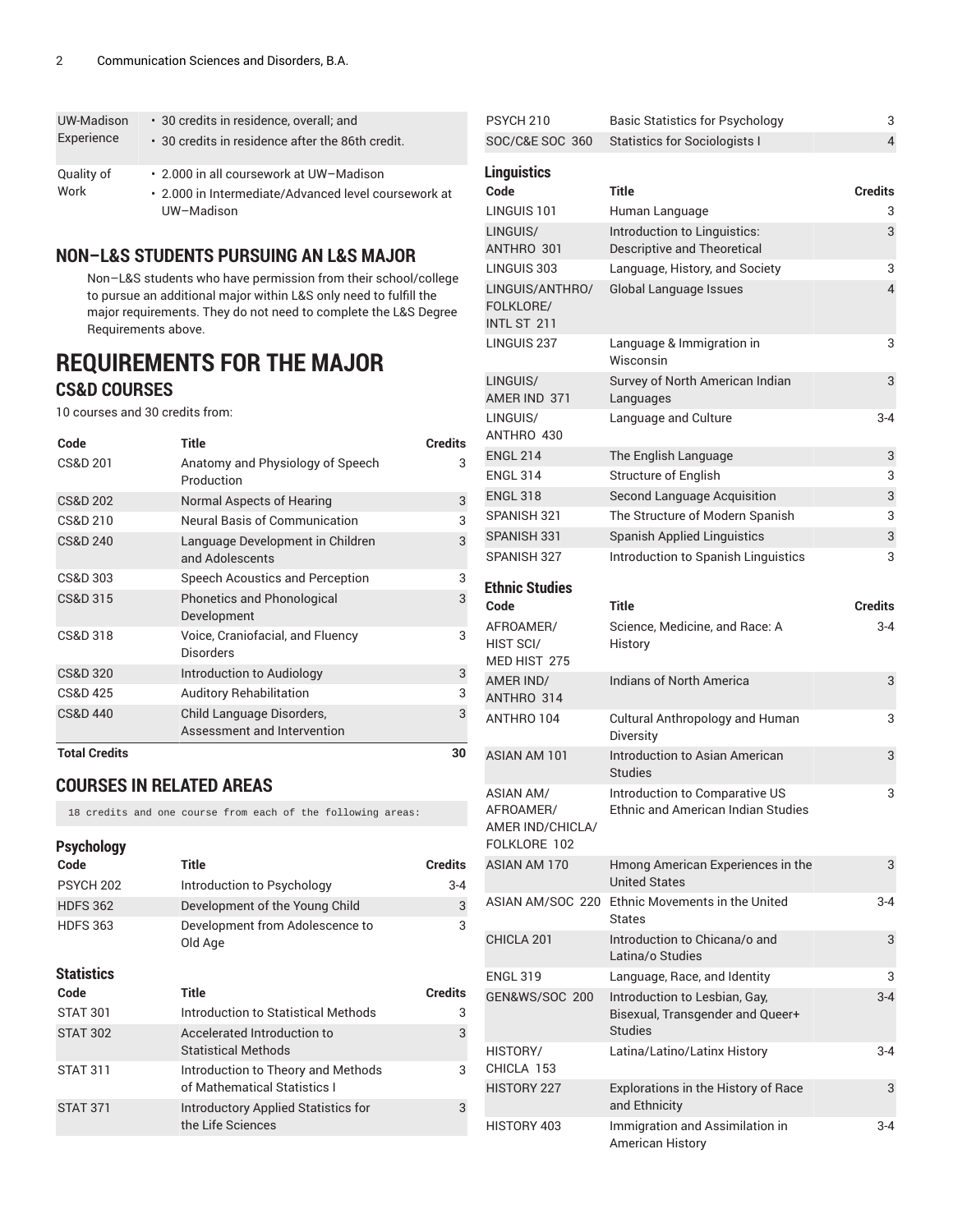| UW-Madison Experience | • 30 credits in residence, overall; and<br>• 30 credits in residence after the 86th credit. |
|---|---|
| Quality of Work | • 2.000 in all coursework at UW–Madison<br>• 2.000 in Intermediate/Advanced level coursework at UW–Madison |

## NON–L&S STUDENTS PURSUING AN L&S MAJOR

Non–L&S students who have permission from their school/college to pursue an additional major within L&S only need to fulfill the major requirements. They do not need to complete the L&S Degree Requirements above.

# REQUIREMENTS FOR THE MAJOR

## CS&D COURSES

10 courses and 30 credits from:

| Code | Title | Credits |
|---|---|---|
| CS&D 201 | Anatomy and Physiology of Speech Production | 3 |
| CS&D 202 | Normal Aspects of Hearing | 3 |
| CS&D 210 | Neural Basis of Communication | 3 |
| CS&D 240 | Language Development in Children and Adolescents | 3 |
| CS&D 303 | Speech Acoustics and Perception | 3 |
| CS&D 315 | Phonetics and Phonological Development | 3 |
| CS&D 318 | Voice, Craniofacial, and Fluency Disorders | 3 |
| CS&D 320 | Introduction to Audiology | 3 |
| CS&D 425 | Auditory Rehabilitation | 3 |
| CS&D 440 | Child Language Disorders, Assessment and Intervention | 3 |
| **Total Credits** | | **30** |

## COURSES IN RELATED AREAS

```
18 credits and one course from each of the following areas:
```

### Psychology

| Code | Title | Credits |
|---|---|---|
| PSYCH 202 | Introduction to Psychology | 3-4 |
| HDFS 362 | Development of the Young Child | 3 |
| HDFS 363 | Development from Adolescence to Old Age | 3 |

### Statistics

| Code | Title | Credits |
|---|---|---|
| STAT 301 | Introduction to Statistical Methods | 3 |
| STAT 302 | Accelerated Introduction to Statistical Methods | 3 |
| STAT 311 | Introduction to Theory and Methods of Mathematical Statistics I | 3 |
| STAT 371 | Introductory Applied Statistics for the Life Sciences | 3 |
| PSYCH 210 | Basic Statistics for Psychology | 3 |
| SOC/C&E SOC 360 | Statistics for Sociologists I | 4 |

### Linguistics

| Code | Title | Credits |
|---|---|---|
| LINGUIS 101 | Human Language | 3 |
| LINGUIS/ ANTHRO 301 | Introduction to Linguistics: Descriptive and Theoretical | 3 |
| LINGUIS 303 | Language, History, and Society | 3 |
| LINGUIS/ANTHRO/ FOLKLORE/ INTL ST 211 | Global Language Issues | 4 |
| LINGUIS 237 | Language & Immigration in Wisconsin | 3 |
| LINGUIS/ AMER IND 371 | Survey of North American Indian Languages | 3 |
| LINGUIS/ ANTHRO 430 | Language and Culture | 3-4 |
| ENGL 214 | The English Language | 3 |
| ENGL 314 | Structure of English | 3 |
| ENGL 318 | Second Language Acquisition | 3 |
| SPANISH 321 | The Structure of Modern Spanish | 3 |
| SPANISH 331 | Spanish Applied Linguistics | 3 |
| SPANISH 327 | Introduction to Spanish Linguistics | 3 |

### Ethnic Studies

| Code | Title | Credits |
|---|---|---|
| AFROAMER/ HIST SCI/ MED HIST 275 | Science, Medicine, and Race: A History | 3-4 |
| AMER IND/ ANTHRO 314 | Indians of North America | 3 |
| ANTHRO 104 | Cultural Anthropology and Human Diversity | 3 |
| ASIAN AM 101 | Introduction to Asian American Studies | 3 |
| ASIAN AM/ AFROAMER/ AMER IND/CHICLA/ FOLKLORE 102 | Introduction to Comparative US Ethnic and American Indian Studies | 3 |
| ASIAN AM 170 | Hmong American Experiences in the United States | 3 |
| ASIAN AM/SOC 220 | Ethnic Movements in the United States | 3-4 |
| CHICLA 201 | Introduction to Chicana/o and Latina/o Studies | 3 |
| ENGL 319 | Language, Race, and Identity | 3 |
| GEN&WS/SOC 200 | Introduction to Lesbian, Gay, Bisexual, Transgender and Queer+ Studies | 3-4 |
| HISTORY/ CHICLA 153 | Latina/Latino/Latinx History | 3-4 |
| HISTORY 227 | Explorations in the History of Race and Ethnicity | 3 |
| HISTORY 403 | Immigration and Assimilation in American History | 3-4 |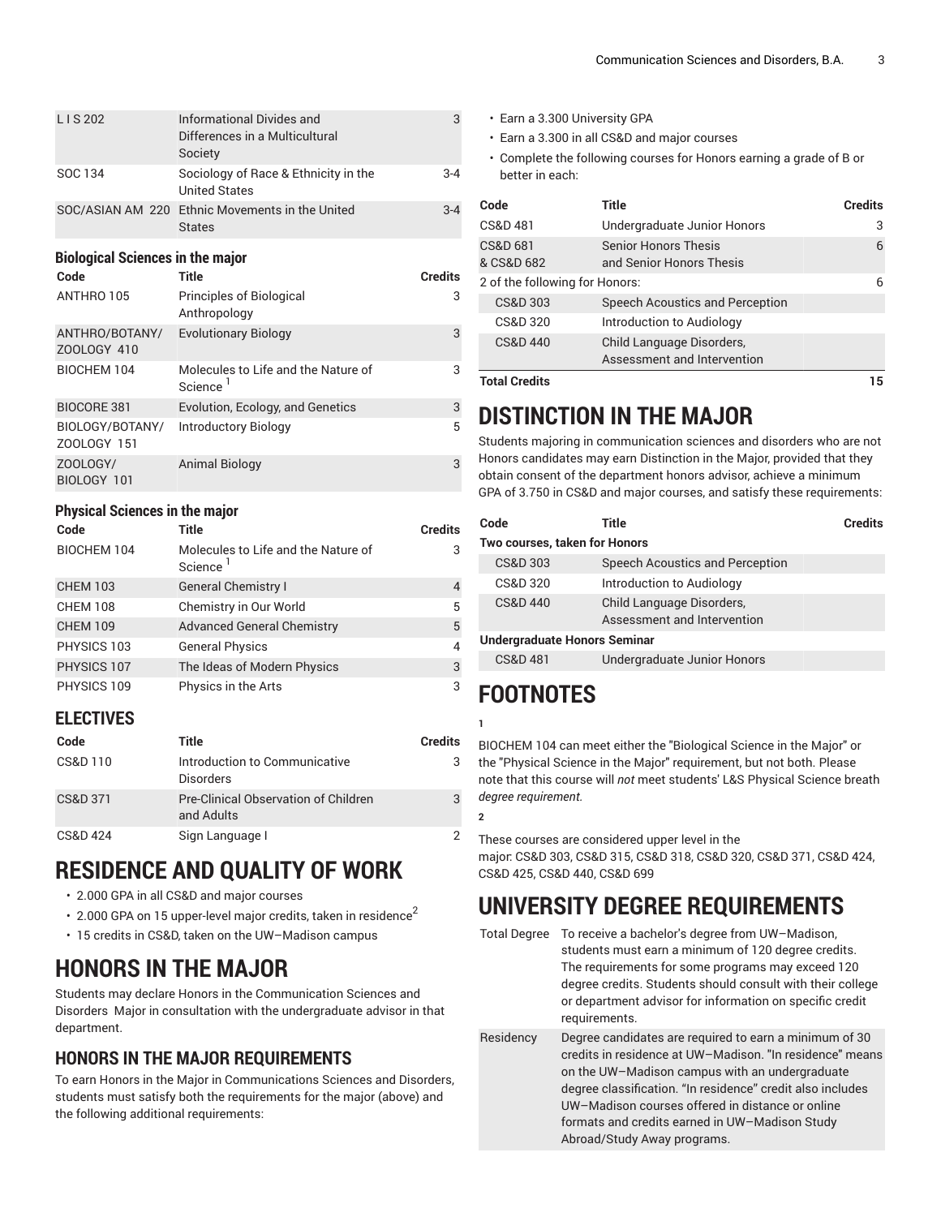| | | |
|---|---|---|
| L I S 202 | Informational Divides and Differences in a Multicultural Society | 3 |
| SOC 134 | Sociology of Race & Ethnicity in the United States | 3-4 |
| SOC/ASIAN AM 220 | Ethnic Movements in the United States | 3-4 |

#### Biological Sciences in the major

| Code | Title | Credits |
|---|---|---|
| ANTHRO 105 | Principles of Biological Anthropology | 3 |
| ANTHRO/BOTANY/ZOOLOGY 410 | Evolutionary Biology | 3 |
| BIOCHEM 104 | Molecules to Life and the Nature of Science [1] | 3 |
| BIOCORE 381 | Evolution, Ecology, and Genetics | 3 |
| BIOLOGY/BOTANY/ZOOLOGY 151 | Introductory Biology | 5 |
| ZOOLOGY/BIOLOGY 101 | Animal Biology | 3 |

#### Physical Sciences in the major

| Code | Title | Credits |
|---|---|---|
| BIOCHEM 104 | Molecules to Life and the Nature of Science [1] | 3 |
| CHEM 103 | General Chemistry I | 4 |
| CHEM 108 | Chemistry in Our World | 5 |
| CHEM 109 | Advanced General Chemistry | 5 |
| PHYSICS 103 | General Physics | 4 |
| PHYSICS 107 | The Ideas of Modern Physics | 3 |
| PHYSICS 109 | Physics in the Arts | 3 |

### ELECTIVES

| Code | Title | Credits |
|---|---|---|
| CS&D 110 | Introduction to Communicative Disorders | 3 |
| CS&D 371 | Pre-Clinical Observation of Children and Adults | 3 |
| CS&D 424 | Sign Language I | 2 |

# RESIDENCE AND QUALITY OF WORK

- 2.000 GPA in all CS&D and major courses
- 2.000 GPA on 15 upper-level major credits, taken in residence[2]
- 15 credits in CS&D, taken on the UW–Madison campus

# HONORS IN THE MAJOR

Students may declare Honors in the Communication Sciences and Disorders Major in consultation with the undergraduate advisor in that department.

## HONORS IN THE MAJOR REQUIREMENTS

To earn Honors in the Major in Communications Sciences and Disorders, students must satisfy both the requirements for the major (above) and the following additional requirements:

- Earn a 3.300 University GPA
- Earn a 3.300 in all CS&D and major courses
- Complete the following courses for Honors earning a grade of B or better in each:

| Code | Title | Credits |
|---|---|---|
| CS&D 481 | Undergraduate Junior Honors | 3 |
| CS&D 681 & CS&D 682 | Senior Honors Thesis and Senior Honors Thesis | 6 |
| 2 of the following for Honors: | | 6 |
| CS&D 303 | Speech Acoustics and Perception | |
| CS&D 320 | Introduction to Audiology | |
| CS&D 440 | Child Language Disorders, Assessment and Intervention | |
| **Total Credits** | | **15** |

# DISTINCTION IN THE MAJOR

Students majoring in communication sciences and disorders who are not Honors candidates may earn Distinction in the Major, provided that they obtain consent of the department honors advisor, achieve a minimum GPA of 3.750 in CS&D and major courses, and satisfy these requirements:

| Code | Title | Credits |
|---|---|---|
| **Two courses, taken for Honors** | | |
| CS&D 303 | Speech Acoustics and Perception | |
| CS&D 320 | Introduction to Audiology | |
| CS&D 440 | Child Language Disorders, Assessment and Intervention | |
| **Undergraduate Honors Seminar** | | |
| CS&D 481 | Undergraduate Junior Honors | |

# FOOTNOTES

**1**

BIOCHEM 104 can meet either the "Biological Science in the Major" or the "Physical Science in the Major" requirement, but not both. Please note that this course will *not* meet students' L&S Physical Science breath *degree requirement.*

**2**

These courses are considered upper level in the major: CS&D 303, CS&D 315, CS&D 318, CS&D 320, CS&D 371, CS&D 424, CS&D 425, CS&D 440, CS&D 699

# UNIVERSITY DEGREE REQUIREMENTS

| | |
|---|---|
| Total Degree | To receive a bachelor's degree from UW–Madison, students must earn a minimum of 120 degree credits. The requirements for some programs may exceed 120 degree credits. Students should consult with their college or department advisor for information on specific credit requirements. |
| Residency | Degree candidates are required to earn a minimum of 30 credits in residence at UW–Madison. "In residence" means on the UW–Madison campus with an undergraduate degree classification. "In residence" credit also includes UW–Madison courses offered in distance or online formats and credits earned in UW–Madison Study Abroad/Study Away programs. |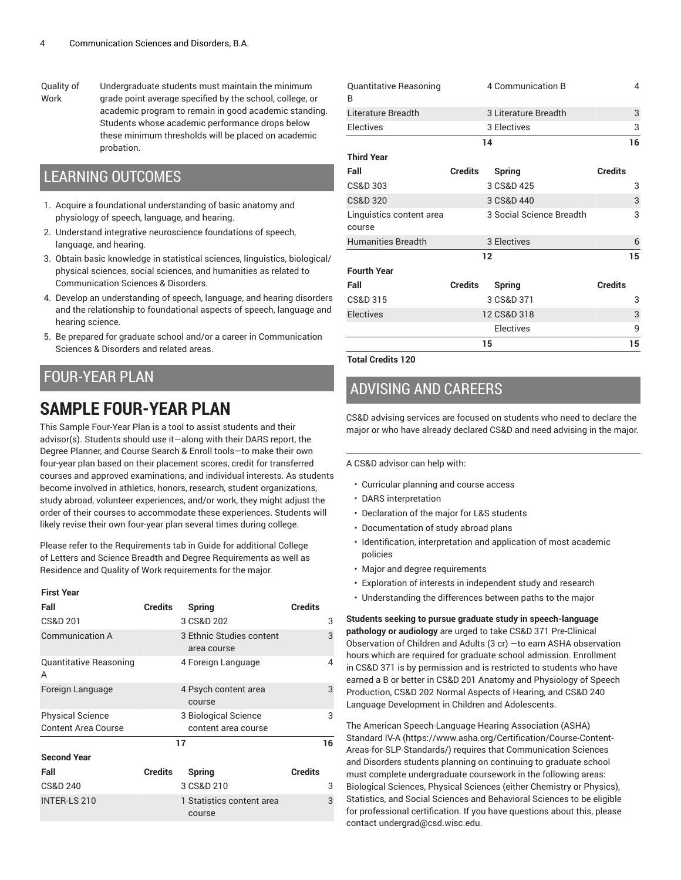| Quality of Work | Undergraduate students must maintain the minimum grade point average specified by the school, college, or academic program to remain in good academic standing. Students whose academic performance drops below these minimum thresholds will be placed on academic probation. |
| --- | --- |

## LEARNING OUTCOMES

1. Acquire a foundational understanding of basic anatomy and physiology of speech, language, and hearing.
2. Understand integrative neuroscience foundations of speech, language, and hearing.
3. Obtain basic knowledge in statistical sciences, linguistics, biological/physical sciences, social sciences, and humanities as related to Communication Sciences & Disorders.
4. Develop an understanding of speech, language, and hearing disorders and the relationship to foundational aspects of speech, language and hearing science.
5. Be prepared for graduate school and/or a career in Communication Sciences & Disorders and related areas.

## FOUR-YEAR PLAN

# SAMPLE FOUR-YEAR PLAN

This Sample Four-Year Plan is a tool to assist students and their advisor(s). Students should use it—along with their DARS report, the Degree Planner, and Course Search & Enroll tools—to make their own four-year plan based on their placement scores, credit for transferred courses and approved examinations, and individual interests. As students become involved in athletics, honors, research, student organizations, study abroad, volunteer experiences, and/or work, they might adjust the order of their courses to accommodate these experiences. Students will likely revise their own four-year plan several times during college.

Please refer to the Requirements tab in Guide for additional College of Letters and Science Breadth and Degree Requirements as well as Residence and Quality of Work requirements for the major.

**First Year**

| Fall | Credits | Spring | Credits |
| --- | --- | --- | --- |
| CS&D 201 | 3 | CS&D 202 | 3 |
| Communication A | 3 | Ethnic Studies content area course | 3 |
| Quantitative Reasoning A | 4 | Foreign Language | 4 |
| Foreign Language | 4 | Psych content area course | 3 |
| Physical Science Content Area Course | 3 | Biological Science content area course | 3 |
| | 17 | | 16 |

**Second Year**

| Fall | Credits | Spring | Credits |
| --- | --- | --- | --- |
| CS&D 240 | 3 | CS&D 210 | 3 |
| INTER-LS 210 | 1 | Statistics content area course | 3 |
| Quantitative Reasoning B | 4 | Communication B | 4 |
| Literature Breadth | 3 | Literature Breadth | 3 |
| Electives | 3 | Electives | 3 |
| | 14 | | 16 |

**Third Year**

| Fall | Credits | Spring | Credits |
| --- | --- | --- | --- |
| CS&D 303 | 3 | CS&D 425 | 3 |
| CS&D 320 | 3 | CS&D 440 | 3 |
| Linguistics content area course | 3 | Social Science Breadth | 3 |
| Humanities Breadth | 3 | Electives | 6 |
| | 12 | | 15 |

**Fourth Year**

| Fall | Credits | Spring | Credits |
| --- | --- | --- | --- |
| CS&D 315 | 3 | CS&D 371 | 3 |
| Electives | 12 | CS&D 318 | 3 |
| | | Electives | 9 |
| | 15 | | 15 |

**Total Credits 120**

## ADVISING AND CAREERS

CS&D advising services are focused on students who need to declare the major or who have already declared CS&D and need advising in the major.

A CS&D advisor can help with:

- Curricular planning and course access
- DARS interpretation
- Declaration of the major for L&S students
- Documentation of study abroad plans
- Identification, interpretation and application of most academic policies
- Major and degree requirements
- Exploration of interests in independent study and research
- Understanding the differences between paths to the major

**Students seeking to pursue graduate study in speech-language pathology or audiology** are urged to take CS&D 371 Pre-Clinical Observation of Children and Adults (3 cr) —to earn ASHA observation hours which are required for graduate school admission. Enrollment in CS&D 371 is by permission and is restricted to students who have earned a B or better in CS&D 201 Anatomy and Physiology of Speech Production, CS&D 202 Normal Aspects of Hearing, and CS&D 240 Language Development in Children and Adolescents.

The American Speech-Language-Hearing Association (ASHA) Standard IV-A (https://www.asha.org/Certification/Course-Content-Areas-for-SLP-Standards/) requires that Communication Sciences and Disorders students planning on continuing to graduate school must complete undergraduate coursework in the following areas: Biological Sciences, Physical Sciences (either Chemistry or Physics), Statistics, and Social Sciences and Behavioral Sciences to be eligible for professional certification. If you have questions about this, please contact undergrad@csd.wisc.edu.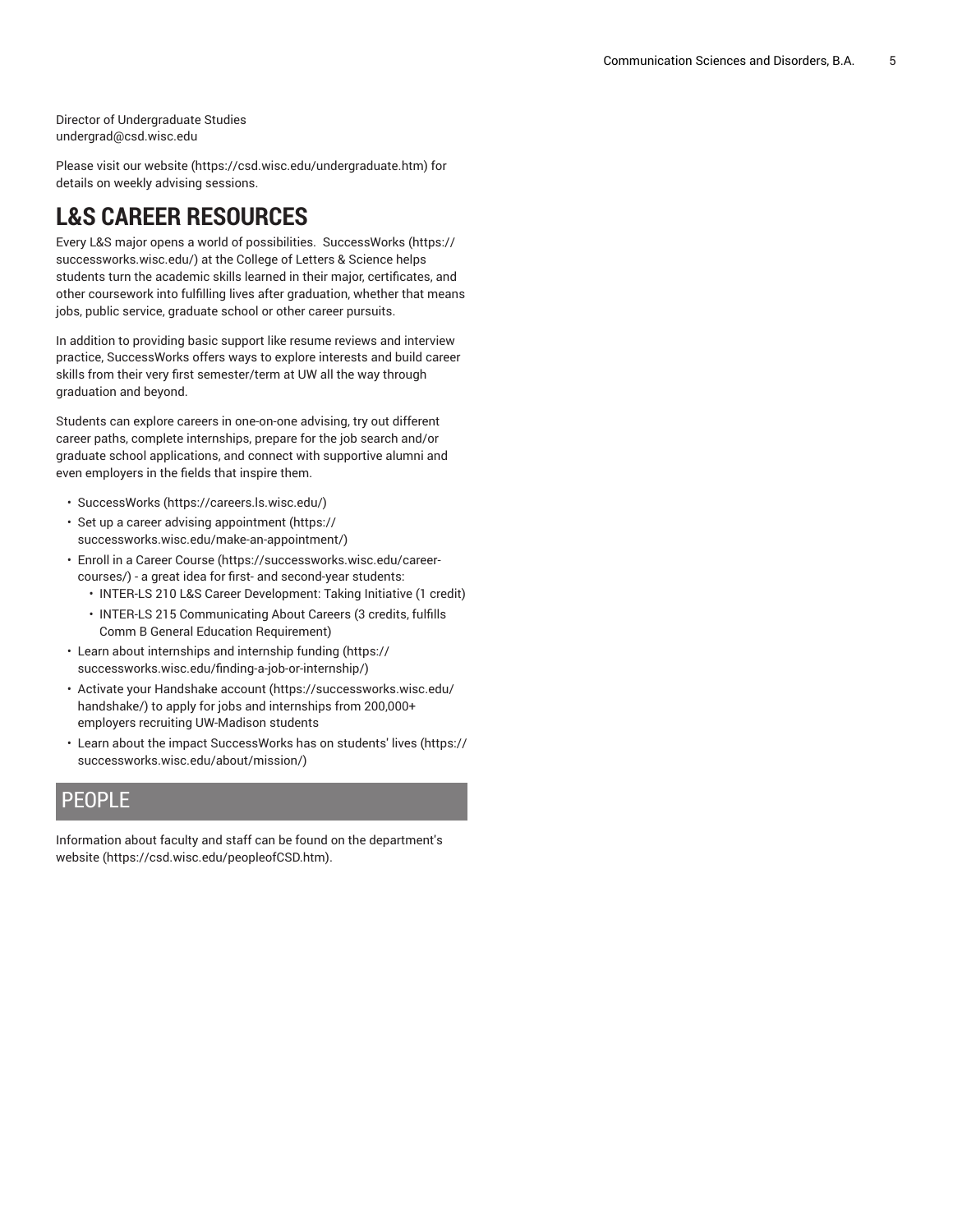Director of Undergraduate Studies
undergrad@csd.wisc.edu

Please visit our website (https://csd.wisc.edu/undergraduate.htm) for details on weekly advising sessions.

## L&S CAREER RESOURCES

Every L&S major opens a world of possibilities. SuccessWorks (https://successworks.wisc.edu/) at the College of Letters & Science helps students turn the academic skills learned in their major, certificates, and other coursework into fulfilling lives after graduation, whether that means jobs, public service, graduate school or other career pursuits.

In addition to providing basic support like resume reviews and interview practice, SuccessWorks offers ways to explore interests and build career skills from their very first semester/term at UW all the way through graduation and beyond.

Students can explore careers in one-on-one advising, try out different career paths, complete internships, prepare for the job search and/or graduate school applications, and connect with supportive alumni and even employers in the fields that inspire them.

- SuccessWorks (https://careers.ls.wisc.edu/)
- Set up a career advising appointment (https://successworks.wisc.edu/make-an-appointment/)
- Enroll in a Career Course (https://successworks.wisc.edu/career-courses/) - a great idea for first- and second-year students:
  - INTER-LS 210 L&S Career Development: Taking Initiative (1 credit)
  - INTER-LS 215 Communicating About Careers (3 credits, fulfills Comm B General Education Requirement)
- Learn about internships and internship funding (https://successworks.wisc.edu/finding-a-job-or-internship/)
- Activate your Handshake account (https://successworks.wisc.edu/handshake/) to apply for jobs and internships from 200,000+ employers recruiting UW-Madison students
- Learn about the impact SuccessWorks has on students' lives (https://successworks.wisc.edu/about/mission/)

## PEOPLE

Information about faculty and staff can be found on the department's website (https://csd.wisc.edu/peopleofCSD.htm).